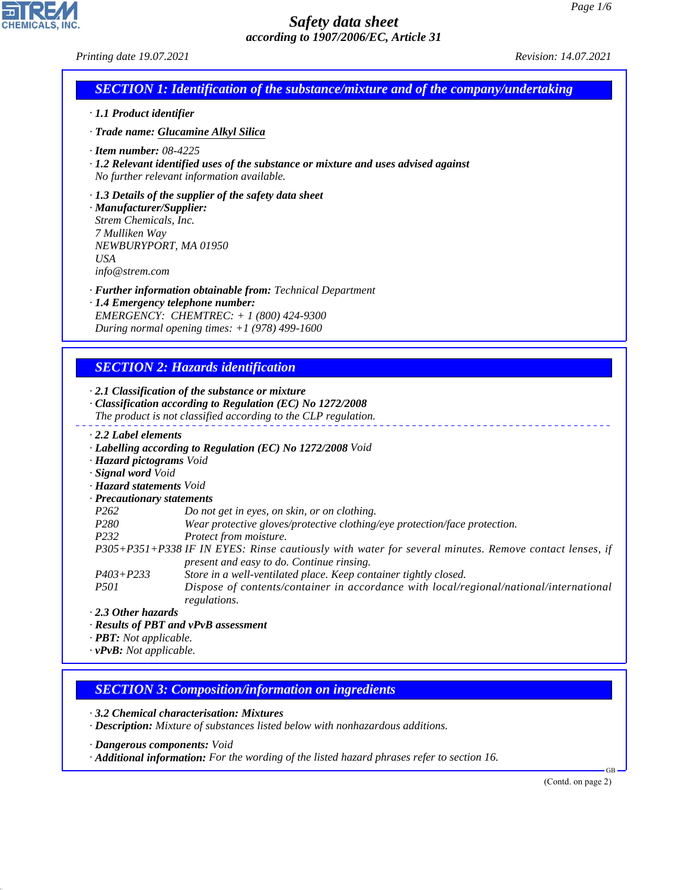# Safety data sheet
### according to 1907/2006/EC, Article 31

Printing date 19.07.2021 Revision: 14.07.2021

## SECTION 1: Identification of the substance/mixture and of the company/undertaking

· **1.1 Product identifier**

· **Trade name: Glucamine Alkyl Silica**

· **Item number:** 08-4225

· **1.2 Relevant identified uses of the substance or mixture and uses advised against**
No further relevant information available.

· **1.3 Details of the supplier of the safety data sheet**

· **Manufacturer/Supplier:**
Strem Chemicals, Inc.
7 Mulliken Way
NEWBURYPORT, MA 01950
USA
info@strem.com

· **Further information obtainable from:** Technical Department

· **1.4 Emergency telephone number:**
EMERGENCY: CHEMTREC: + 1 (800) 424-9300
During normal opening times: +1 (978) 499-1600

## SECTION 2: Hazards identification

· **2.1 Classification of the substance or mixture**

· **Classification according to Regulation (EC) No 1272/2008**
The product is not classified according to the CLP regulation.

· **2.2 Label elements**

· **Labelling according to Regulation (EC) No 1272/2008** Void

· **Hazard pictograms** Void

· **Signal word** Void

· **Hazard statements** Void

· **Precautionary statements**

| | |
|---|---|
| P262 | Do not get in eyes, on skin, or on clothing. |
| P280 | Wear protective gloves/protective clothing/eye protection/face protection. |
| P232 | Protect from moisture. |
| P305+P351+P338 | IF IN EYES: Rinse cautiously with water for several minutes. Remove contact lenses, if present and easy to do. Continue rinsing. |
| P403+P233 | Store in a well-ventilated place. Keep container tightly closed. |
| P501 | Dispose of contents/container in accordance with local/regional/national/international regulations. |

· **2.3 Other hazards**

· **Results of PBT and vPvB assessment**

· **PBT:** Not applicable.

· **vPvB:** Not applicable.

## SECTION 3: Composition/information on ingredients

· **3.2 Chemical characterisation: Mixtures**

· **Description:** Mixture of substances listed below with nonhazardous additions.

· **Dangerous components:** Void

· **Additional information:** For the wording of the listed hazard phrases refer to section 16.

(Contd. on page 2)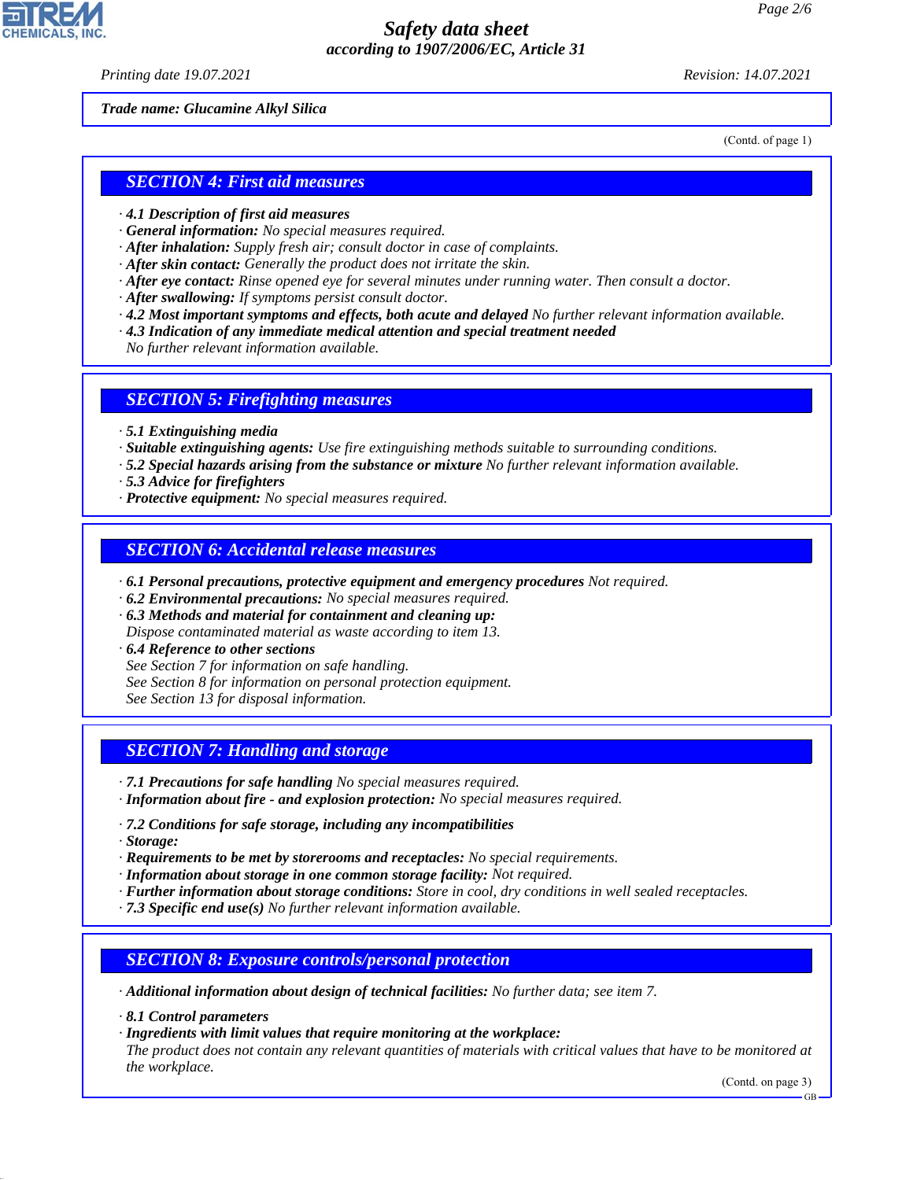*Trade name: Glucamine Alkyl Silica*

(Contd. of page 1)

## SECTION 4: First aid measures

· **4.1 Description of first aid measures**
· **General information:** No special measures required.
· **After inhalation:** Supply fresh air; consult doctor in case of complaints.
· **After skin contact:** Generally the product does not irritate the skin.
· **After eye contact:** Rinse opened eye for several minutes under running water. Then consult a doctor.
· **After swallowing:** If symptoms persist consult doctor.
· **4.2 Most important symptoms and effects, both acute and delayed** No further relevant information available.
· **4.3 Indication of any immediate medical attention and special treatment needed**
No further relevant information available.

## SECTION 5: Firefighting measures

· **5.1 Extinguishing media**
· **Suitable extinguishing agents:** Use fire extinguishing methods suitable to surrounding conditions.
· **5.2 Special hazards arising from the substance or mixture** No further relevant information available.
· **5.3 Advice for firefighters**
· **Protective equipment:** No special measures required.

## SECTION 6: Accidental release measures

· **6.1 Personal precautions, protective equipment and emergency procedures** Not required.
· **6.2 Environmental precautions:** No special measures required.
· **6.3 Methods and material for containment and cleaning up:**
Dispose contaminated material as waste according to item 13.
· **6.4 Reference to other sections**
See Section 7 for information on safe handling.
See Section 8 for information on personal protection equipment.
See Section 13 for disposal information.

## SECTION 7: Handling and storage

· **7.1 Precautions for safe handling** No special measures required.
· **Information about fire - and explosion protection:** No special measures required.

· **7.2 Conditions for safe storage, including any incompatibilities**
· **Storage:**
· **Requirements to be met by storerooms and receptacles:** No special requirements.
· **Information about storage in one common storage facility:** Not required.
· **Further information about storage conditions:** Store in cool, dry conditions in well sealed receptacles.
· **7.3 Specific end use(s)** No further relevant information available.

## SECTION 8: Exposure controls/personal protection

· **Additional information about design of technical facilities:** No further data; see item 7.

· **8.1 Control parameters**
· **Ingredients with limit values that require monitoring at the workplace:**
The product does not contain any relevant quantities of materials with critical values that have to be monitored at the workplace.

(Contd. on page 3)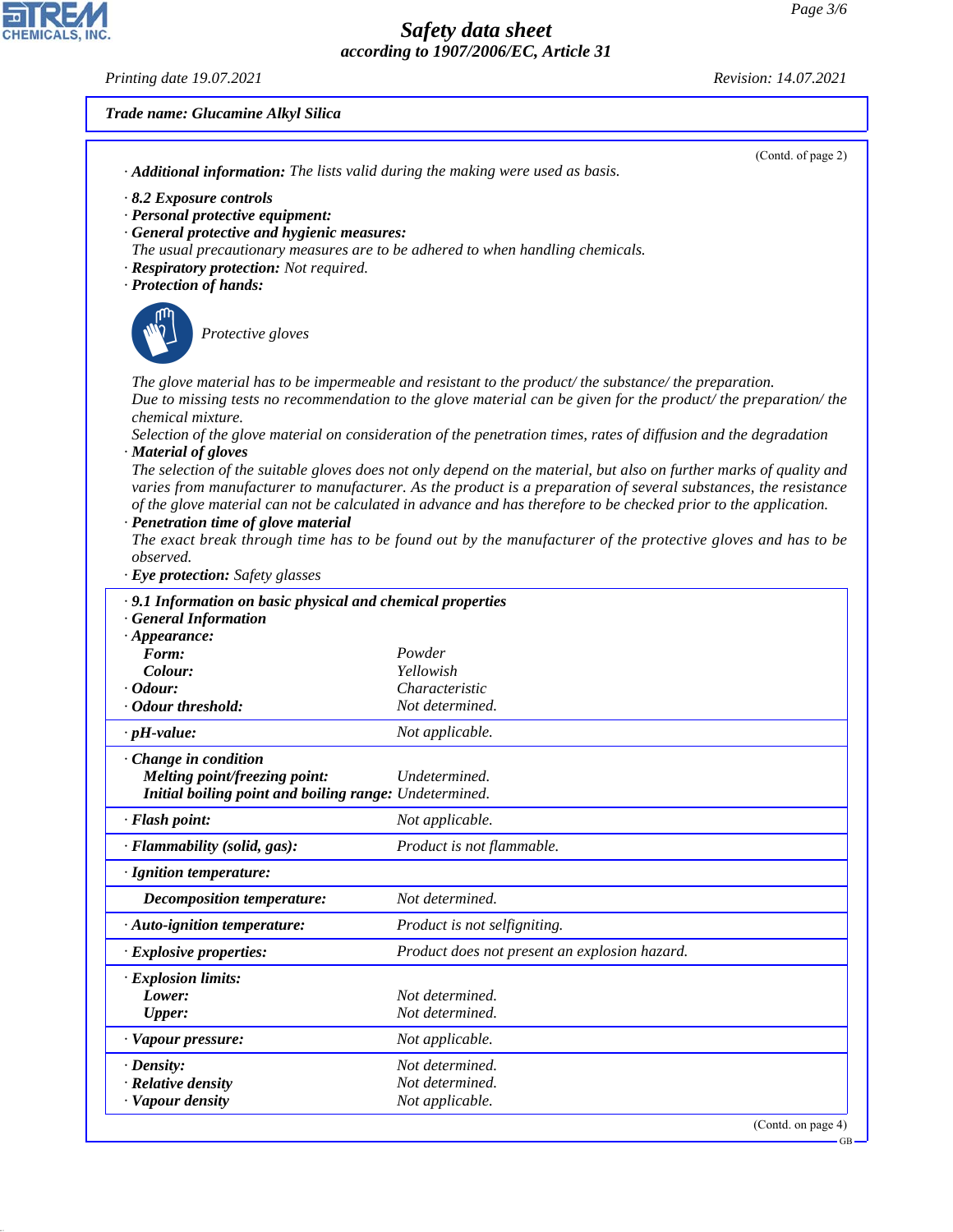*Trade name: Glucamine Alkyl Silica*

(Contd. of page 2)

· **Additional information:** The lists valid during the making were used as basis.

· **8.2 Exposure controls**
· **Personal protective equipment:**
· **General protective and hygienic measures:**
The usual precautionary measures are to be adhered to when handling chemicals.
· **Respiratory protection:** Not required.
· **Protection of hands:**

Protective gloves

The glove material has to be impermeable and resistant to the product/ the substance/ the preparation.
Due to missing tests no recommendation to the glove material can be given for the product/ the preparation/ the chemical mixture.
Selection of the glove material on consideration of the penetration times, rates of diffusion and the degradation
· **Material of gloves**
The selection of the suitable gloves does not only depend on the material, but also on further marks of quality and varies from manufacturer to manufacturer. As the product is a preparation of several substances, the resistance of the glove material can not be calculated in advance and has therefore to be checked prior to the application.
· **Penetration time of glove material**
The exact break through time has to be found out by the manufacturer of the protective gloves and has to be observed.
· **Eye protection:** Safety glasses

· **9.1 Information on basic physical and chemical properties**
· **General Information**

| | |
|---|---|
| · **Appearance:** | |
| **Form:** | Powder |
| **Colour:** | Yellowish |
| · **Odour:** | Characteristic |
| · **Odour threshold:** | Not determined. |
| · **pH-value:** | Not applicable. |
| · **Change in condition** | |
| **Melting point/freezing point:** | Undetermined. |
| **Initial boiling point and boiling range:** | Undetermined. |
| · **Flash point:** | Not applicable. |
| · **Flammability (solid, gas):** | Product is not flammable. |
| · **Ignition temperature:** | |
| **Decomposition temperature:** | Not determined. |
| · **Auto-ignition temperature:** | Product is not selfigniting. |
| · **Explosive properties:** | Product does not present an explosion hazard. |
| · **Explosion limits:** | |
| **Lower:** | Not determined. |
| **Upper:** | Not determined. |
| · **Vapour pressure:** | Not applicable. |
| · **Density:** | Not determined. |
| · **Relative density** | Not determined. |
| · **Vapour density** | Not applicable. |

(Contd. on page 4)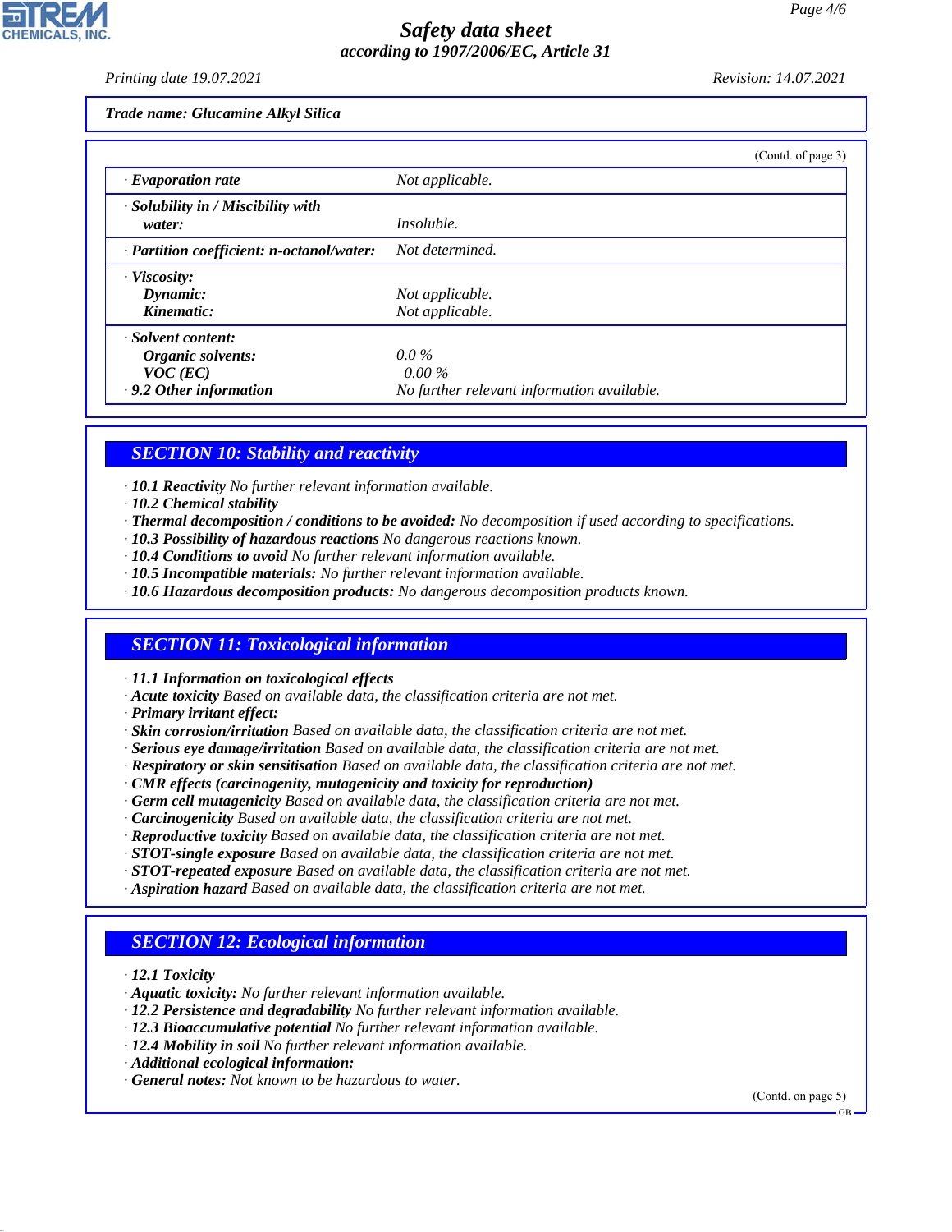**Trade name: Glucamine Alkyl Silica**

(Contd. of page 3)

| | |
|---|---|
| · **Evaporation rate** | Not applicable. |
| · **Solubility in / Miscibility with water:** | Insoluble. |
| · **Partition coefficient: n-octanol/water:** | Not determined. |
| · **Viscosity:** | |
| **Dynamic:** | Not applicable. |
| **Kinematic:** | Not applicable. |
| · **Solvent content:** | |
| **Organic solvents:** | 0.0 % |
| **VOC (EC)** | 0.00 % |
| · **9.2 Other information** | No further relevant information available. |

## SECTION 10: Stability and reactivity

- · **10.1 Reactivity** No further relevant information available.
- · **10.2 Chemical stability**
- · **Thermal decomposition / conditions to be avoided:** No decomposition if used according to specifications.
- · **10.3 Possibility of hazardous reactions** No dangerous reactions known.
- · **10.4 Conditions to avoid** No further relevant information available.
- · **10.5 Incompatible materials:** No further relevant information available.
- · **10.6 Hazardous decomposition products:** No dangerous decomposition products known.

## SECTION 11: Toxicological information

- · **11.1 Information on toxicological effects**
- · **Acute toxicity** Based on available data, the classification criteria are not met.
- · **Primary irritant effect:**
- · **Skin corrosion/irritation** Based on available data, the classification criteria are not met.
- · **Serious eye damage/irritation** Based on available data, the classification criteria are not met.
- · **Respiratory or skin sensitisation** Based on available data, the classification criteria are not met.
- · **CMR effects (carcinogenity, mutagenicity and toxicity for reproduction)**
- · **Germ cell mutagenicity** Based on available data, the classification criteria are not met.
- · **Carcinogenicity** Based on available data, the classification criteria are not met.
- · **Reproductive toxicity** Based on available data, the classification criteria are not met.
- · **STOT-single exposure** Based on available data, the classification criteria are not met.
- · **STOT-repeated exposure** Based on available data, the classification criteria are not met.
- · **Aspiration hazard** Based on available data, the classification criteria are not met.

## SECTION 12: Ecological information

- · **12.1 Toxicity**
- · **Aquatic toxicity:** No further relevant information available.
- · **12.2 Persistence and degradability** No further relevant information available.
- · **12.3 Bioaccumulative potential** No further relevant information available.
- · **12.4 Mobility in soil** No further relevant information available.
- · **Additional ecological information:**
- · **General notes:** Not known to be hazardous to water.

(Contd. on page 5)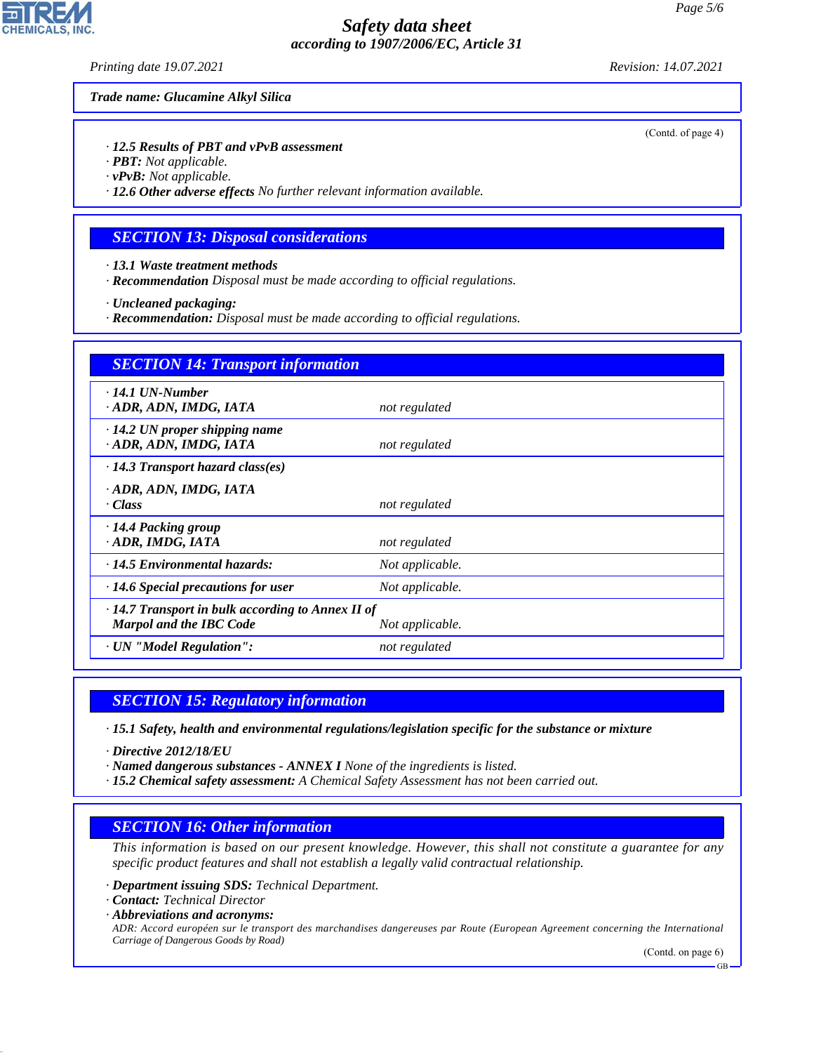**Trade name: Glucamine Alkyl Silica**

(Contd. of page 4)

- **12.5 Results of PBT and vPvB assessment**
- **PBT:** Not applicable.
- **vPvB:** Not applicable.
- **12.6 Other adverse effects** No further relevant information available.

## SECTION 13: Disposal considerations

- **13.1 Waste treatment methods**
- **Recommendation** Disposal must be made according to official regulations.

- **Uncleaned packaging:**
- **Recommendation:** Disposal must be made according to official regulations.

## SECTION 14: Transport information

| | |
|---|---|
| **14.1 UN-Number**<br>**ADR, ADN, IMDG, IATA** | not regulated |
| **14.2 UN proper shipping name**<br>**ADR, ADN, IMDG, IATA** | not regulated |
| **14.3 Transport hazard class(es)**<br>**ADR, ADN, IMDG, IATA**<br>**Class** | not regulated |
| **14.4 Packing group**<br>**ADR, IMDG, IATA** | not regulated |
| **14.5 Environmental hazards:** | Not applicable. |
| **14.6 Special precautions for user** | Not applicable. |
| **14.7 Transport in bulk according to Annex II of Marpol and the IBC Code** | Not applicable. |
| **UN "Model Regulation":** | not regulated |

## SECTION 15: Regulatory information

- **15.1 Safety, health and environmental regulations/legislation specific for the substance or mixture**

- **Directive 2012/18/EU**
- **Named dangerous substances - ANNEX I** None of the ingredients is listed.
- **15.2 Chemical safety assessment:** A Chemical Safety Assessment has not been carried out.

## SECTION 16: Other information

This information is based on our present knowledge. However, this shall not constitute a guarantee for any specific product features and shall not establish a legally valid contractual relationship.

- **Department issuing SDS:** Technical Department.
- **Contact:** Technical Director
- **Abbreviations and acronyms:**

ADR: Accord européen sur le transport des marchandises dangereuses par Route (European Agreement concerning the International Carriage of Dangerous Goods by Road)

(Contd. on page 6)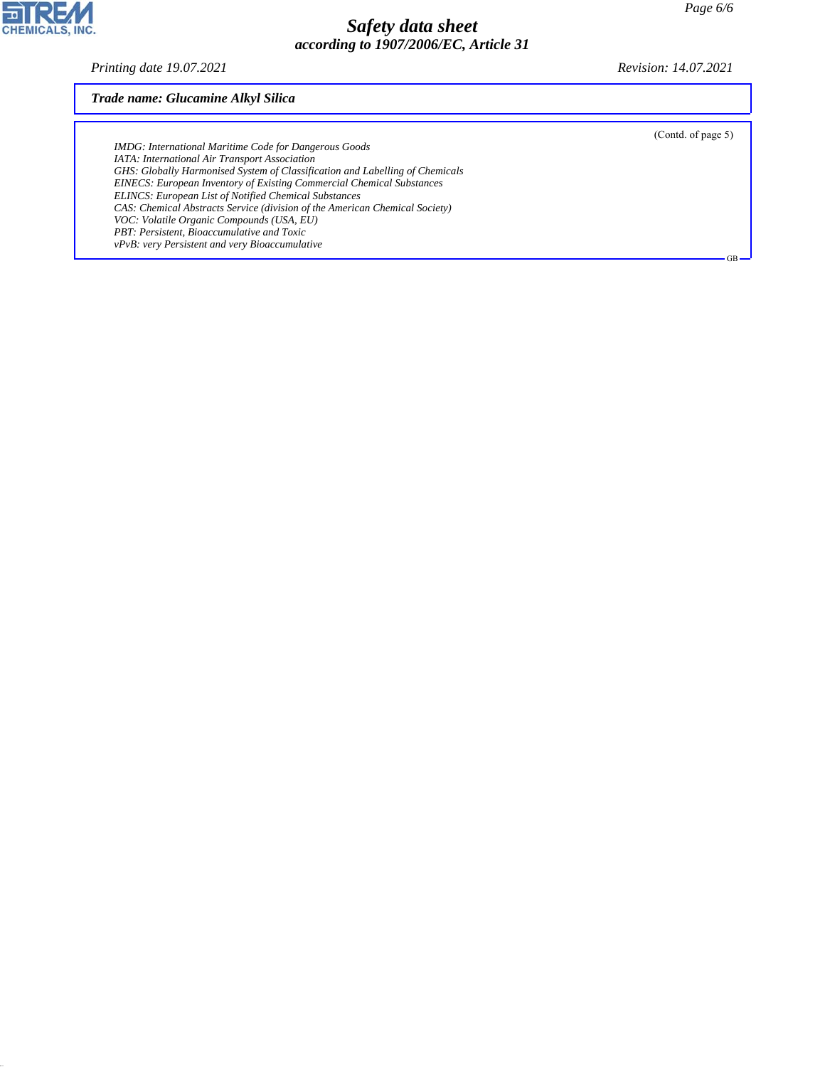*Trade name: Glucamine Alkyl Silica*

(Contd. of page 5)

*IMDG: International Maritime Code for Dangerous Goods*
*IATA: International Air Transport Association*
*GHS: Globally Harmonised System of Classification and Labelling of Chemicals*
*EINECS: European Inventory of Existing Commercial Chemical Substances*
*ELINCS: European List of Notified Chemical Substances*
*CAS: Chemical Abstracts Service (division of the American Chemical Society)*
*VOC: Volatile Organic Compounds (USA, EU)*
*PBT: Persistent, Bioaccumulative and Toxic*
*vPvB: very Persistent and very Bioaccumulative*

GB